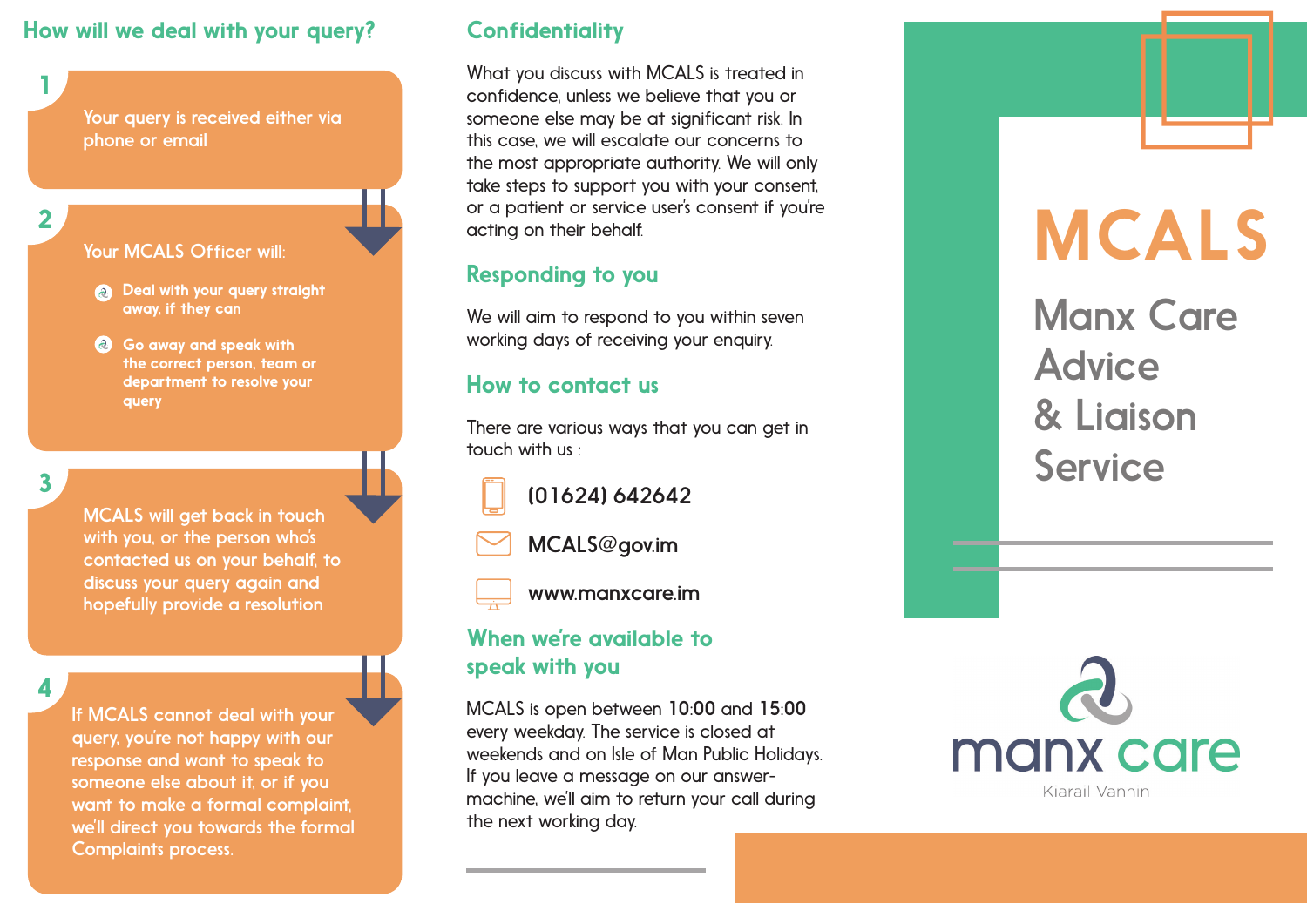## How will we deal with your query?

**1**

Your query is received either via phone or email

**2**

Your MCALS Officer will:

- Deal with your query straight away, if they can
- Go away and speak with the correct person, team or department to resolve your query

**3**

MCALS will get back in touch with you, or the person who's contacted us on your behalf, to discuss your query again and hopefully provide a resolution

**4**

If MCALS cannot deal with your query, you're not happy with our response and want to speak to someone else about it, or if you want to make a formal complaint, we'll direct you towards the formal Complaints process.

## Confidentiality

What you discuss with MCALS is treated in confidence, unless we believe that you or someone else may be at significant risk. In this case, we will escalate our concerns to the most appropriate authority. We will only take steps to support you with your consent, or a patient or service user's consent if you're acting on their behalf.

## Responding to you

We will aim to respond to you within seven working days of receiving your enquiry.

## How to contact us

There are various ways that you can get in touch with us :

- (01624) 642642
- MCALS@gov.im
- www.manxcare.im

## When we're available to speak with you

MCALS is open between **10:00** and **15:00** every weekday. The service is closed at weekends and on Isle of Man Public Holidays. If you leave a message on our answer-machine, we'll aim to return your call during the next working day.

# MCALS

## Manx Care Advice & Liaison Service

manx care

Kiarail Vannin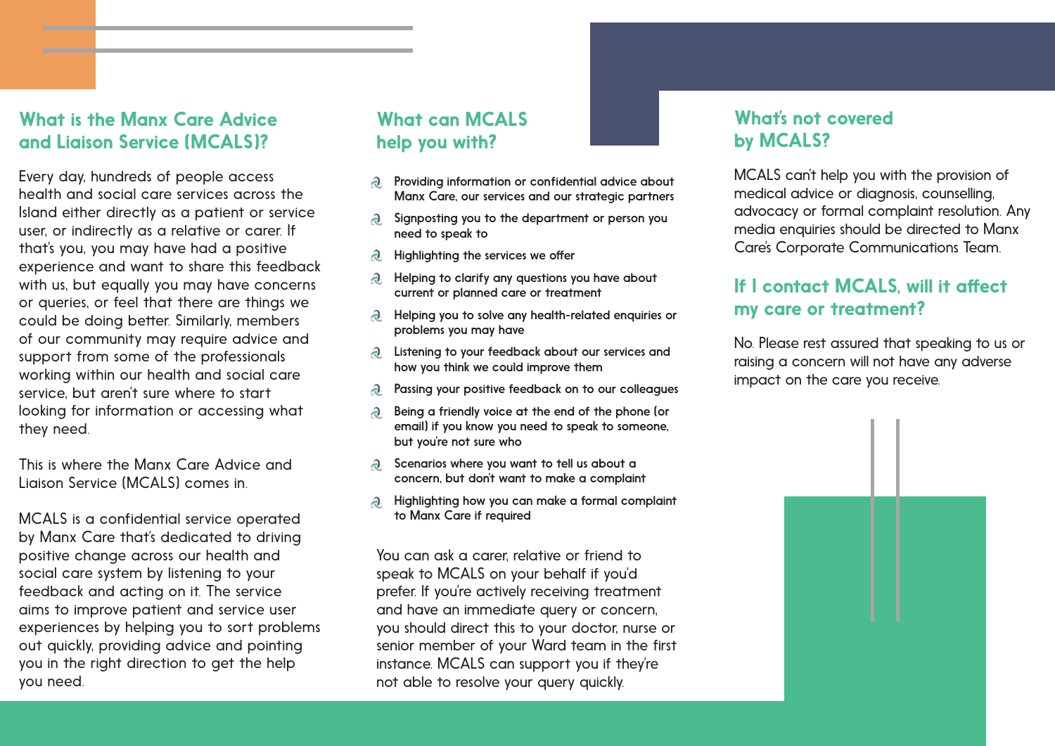## What is the Manx Care Advice and Liaison Service (MCALS)?

Every day, hundreds of people access health and social care services across the Island either directly as a patient or service user, or indirectly as a relative or carer. If that's you, you may have had a positive experience and want to share this feedback with us, but equally you may have concerns or queries, or feel that there are things we could be doing better. Similarly, members of our community may require advice and support from some of the professionals working within our health and social care service, but aren't sure where to start looking for information or accessing what they need.

This is where the Manx Care Advice and Liaison Service (MCALS) comes in.

MCALS is a confidential service operated by Manx Care that's dedicated to driving positive change across our health and social care system by listening to your feedback and acting on it. The service aims to improve patient and service user experiences by helping you to sort problems out quickly, providing advice and pointing you in the right direction to get the help you need.

## What can MCALS help you with?

- Providing information or confidential advice about Manx Care, our services and our strategic partners
- Signposting you to the department or person you need to speak to
- Highlighting the services we offer
- Helping to clarify any questions you have about current or planned care or treatment
- Helping you to solve any health-related enquiries or problems you may have
- Listening to your feedback about our services and how you think we could improve them
- Passing your positive feedback on to our colleagues
- Being a friendly voice at the end of the phone (or email) if you know you need to speak to someone, but you're not sure who
- Scenarios where you want to tell us about a concern, but don't want to make a complaint
- Highlighting how you can make a formal complaint to Manx Care if required

You can ask a carer, relative or friend to speak to MCALS on your behalf if you'd prefer. If you're actively receiving treatment and have an immediate query or concern, you should direct this to your doctor, nurse or senior member of your Ward team in the first instance. MCALS can support you if they're not able to resolve your query quickly.

## What's not covered by MCALS?

MCALS can't help you with the provision of medical advice or diagnosis, counselling, advocacy or formal complaint resolution. Any media enquiries should be directed to Manx Care's Corporate Communications Team.

## If I contact MCALS, will it affect my care or treatment?

No. Please rest assured that speaking to us or raising a concern will not have any adverse impact on the care you receive.